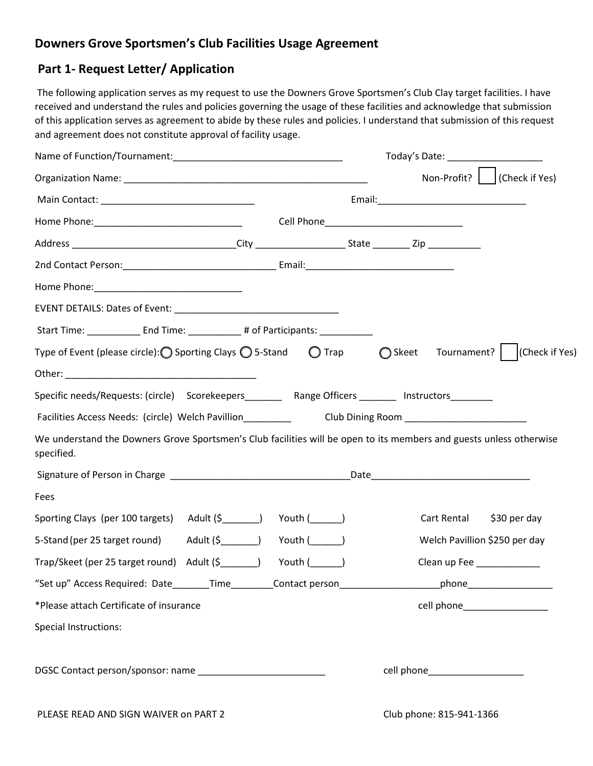# Downers Grove Sportsmen's Club Facilities Usage Agreement

## Part 1- Request Letter/ Application

The following application serves as my request to use the Downers Grove Sportsmen's Club Clay target facilities. I have received and understand the rules and policies governing the usage of these facilities and acknowledge that submission of this application serves as agreement to abide by these rules and policies. I understand that submission of this request and agreement does not constitute approval of facility usage.

Name of Function/Tournament:_______________________________ Today's Date: __________________

Organization Name: ______________________________________________ Non-Profit? ☐ (Check if Yes)

Main Contact: _____________________________ Email:____________________________

Home Phone:____________________________ Cell Phone__________________________

Address _______________________________City _________________ State _______ Zip __________

2nd Contact Person:_____________________________ Email:____________________________

Home Phone:____________________________

EVENT DETAILS: Dates of Event: _______________________________

Start Time: __________ End Time: __________ # of Participants: __________

Type of Event (please circle): ◯ Sporting Clays ◯ 5-Stand ◯ Trap ◯ Skeet Tournament? ☐ (Check if Yes)

Other: ____________________________________

Specific needs/Requests: (circle) Scorekeepers_______ Range Officers _______ Instructors________

Facilities Access Needs: (circle) Welch Pavillion_________ Club Dining Room ______________________

We understand the Downers Grove Sportsmen's Club facilities will be open to its members and guests unless otherwise specified.

Signature of Person in Charge __________________________________Date______________________________

Fees

Sporting Clays (per 100 targets) Adult ($_______) Youth (______) Cart Rental $30 per day

5-Stand (per 25 target round) Adult ($_______) Youth (______) Welch Pavillion $250 per day

Trap/Skeet (per 25 target round) Adult ($_______) Youth (______) Clean up Fee ____________

"Set up" Access Required: Date_______Time________Contact person___________________phone________________

*Please attach Certificate of insurance cell phone________________

Special Instructions:

DGSC Contact person/sponsor: name ________________________ cell phone__________________

PLEASE READ AND SIGN WAIVER on PART 2 Club phone: 815-941-1366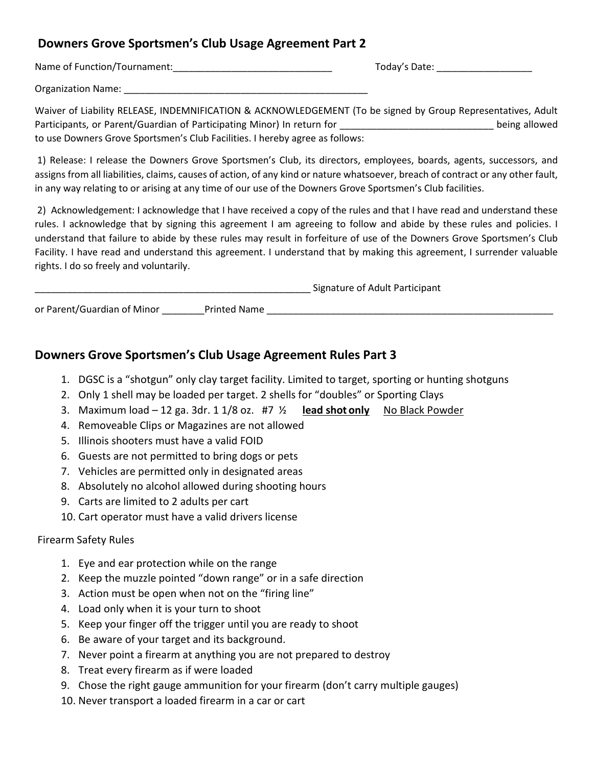## Downers Grove Sportsmen's Club Usage Agreement Part 2

Name of Function/Tournament:______________________________ Today's Date: __________________

Organization Name: ______________________________________________

Waiver of Liability RELEASE, INDEMNIFICATION & ACKNOWLEDGEMENT (To be signed by Group Representatives, Adult Participants, or Parent/Guardian of Participating Minor) In return for _____________________________ being allowed to use Downers Grove Sportsmen's Club Facilities. I hereby agree as follows:

1) Release: I release the Downers Grove Sportsmen's Club, its directors, employees, boards, agents, successors, and assigns from all liabilities, claims, causes of action, of any kind or nature whatsoever, breach of contract or any other fault, in any way relating to or arising at any time of our use of the Downers Grove Sportsmen's Club facilities.

2) Acknowledgement: I acknowledge that I have received a copy of the rules and that I have read and understand these rules. I acknowledge that by signing this agreement I am agreeing to follow and abide by these rules and policies. I understand that failure to abide by these rules may result in forfeiture of use of the Downers Grove Sportsmen's Club Facility. I have read and understand this agreement. I understand that by making this agreement, I surrender valuable rights. I do so freely and voluntarily.

_____________________________________________________ Signature of Adult Participant

or Parent/Guardian of Minor ________Printed Name _________________________________________________________

## Downers Grove Sportsmen's Club Usage Agreement Rules Part 3

1. DGSC is a "shotgun" only clay target facility. Limited to target, sporting or hunting shotguns
2. Only 1 shell may be loaded per target. 2 shells for "doubles" or Sporting Clays
3. Maximum load – 12 ga. 3dr. 1 1/8 oz. #7 ½ **lead shot only** No Black Powder
4. Removeable Clips or Magazines are not allowed
5. Illinois shooters must have a valid FOID
6. Guests are not permitted to bring dogs or pets
7. Vehicles are permitted only in designated areas
8. Absolutely no alcohol allowed during shooting hours
9. Carts are limited to 2 adults per cart
10. Cart operator must have a valid drivers license

Firearm Safety Rules

1. Eye and ear protection while on the range
2. Keep the muzzle pointed "down range" or in a safe direction
3. Action must be open when not on the "firing line"
4. Load only when it is your turn to shoot
5. Keep your finger off the trigger until you are ready to shoot
6. Be aware of your target and its background.
7. Never point a firearm at anything you are not prepared to destroy
8. Treat every firearm as if were loaded
9. Chose the right gauge ammunition for your firearm (don't carry multiple gauges)
10. Never transport a loaded firearm in a car or cart